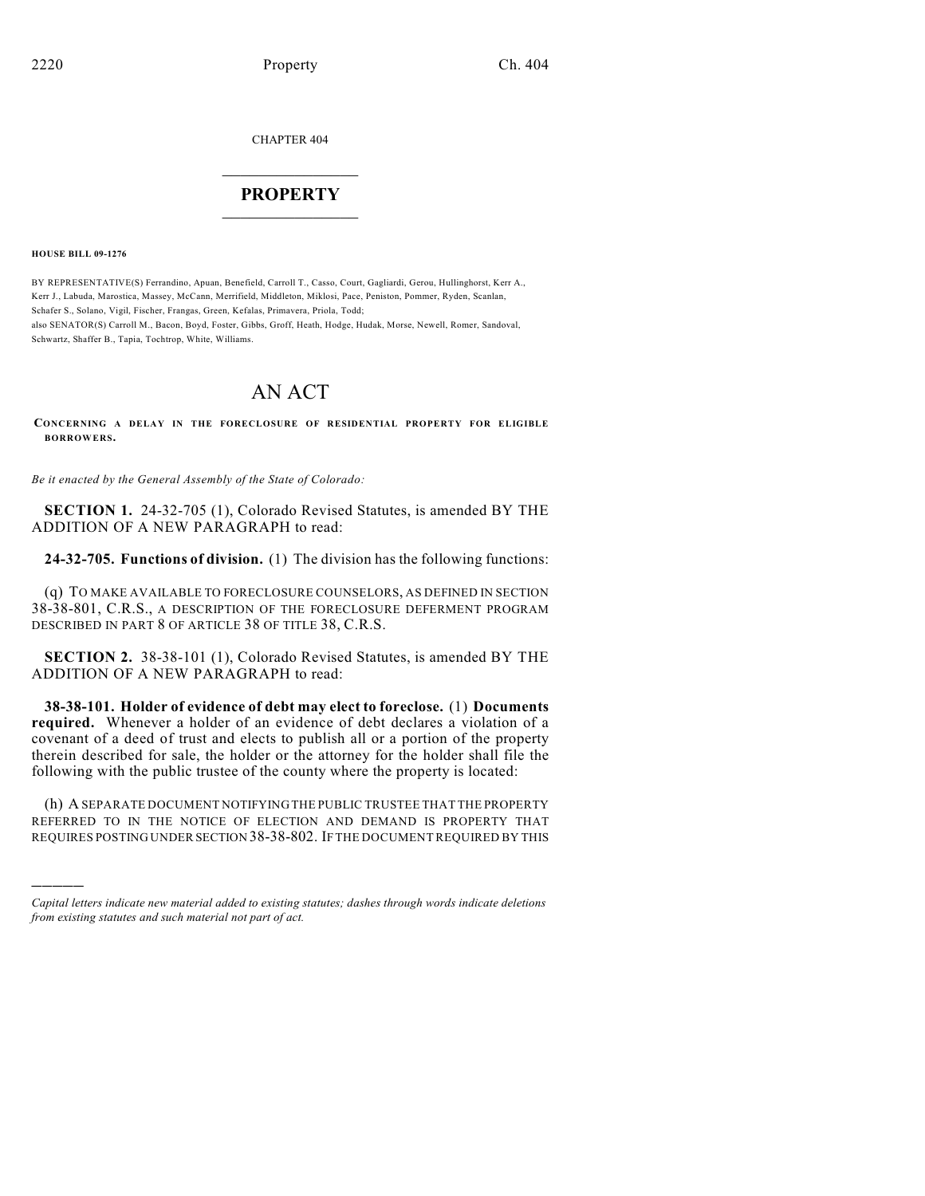CHAPTER 404

## PROPERTY

**HOUSE BILL 09-1276**

BY REPRESENTATIVE(S) Ferrandino, Apuan, Benefield, Carroll T., Casso, Court, Gagliardi, Gerou, Hullinghorst, Kerr A., Kerr J., Labuda, Marostica, Massey, McCann, Merrifield, Middleton, Miklosi, Pace, Peniston, Pommer, Ryden, Scanlan, Schafer S., Solano, Vigil, Fischer, Frangas, Green, Kefalas, Primavera, Priola, Todd;
also SENATOR(S) Carroll M., Bacon, Boyd, Foster, Gibbs, Groff, Heath, Hodge, Hudak, Morse, Newell, Romer, Sandoval, Schwartz, Shaffer B., Tapia, Tochtrop, White, Williams.

# AN ACT

**CONCERNING A DELAY IN THE FORECLOSURE OF RESIDENTIAL PROPERTY FOR ELIGIBLE BORROWERS.**

*Be it enacted by the General Assembly of the State of Colorado:*

**SECTION 1.** 24-32-705 (1), Colorado Revised Statutes, is amended BY THE ADDITION OF A NEW PARAGRAPH to read:

**24-32-705. Functions of division.** (1) The division has the following functions:

(q) TO MAKE AVAILABLE TO FORECLOSURE COUNSELORS, AS DEFINED IN SECTION 38-38-801, C.R.S., A DESCRIPTION OF THE FORECLOSURE DEFERMENT PROGRAM DESCRIBED IN PART 8 OF ARTICLE 38 OF TITLE 38, C.R.S.

**SECTION 2.** 38-38-101 (1), Colorado Revised Statutes, is amended BY THE ADDITION OF A NEW PARAGRAPH to read:

**38-38-101. Holder of evidence of debt may elect to foreclose.** (1) **Documents required.** Whenever a holder of an evidence of debt declares a violation of a covenant of a deed of trust and elects to publish all or a portion of the property therein described for sale, the holder or the attorney for the holder shall file the following with the public trustee of the county where the property is located:

(h) A SEPARATE DOCUMENT NOTIFYING THE PUBLIC TRUSTEE THAT THE PROPERTY REFERRED TO IN THE NOTICE OF ELECTION AND DEMAND IS PROPERTY THAT REQUIRES POSTING UNDER SECTION 38-38-802. IF THE DOCUMENT REQUIRED BY THIS

---

*Capital letters indicate new material added to existing statutes; dashes through words indicate deletions from existing statutes and such material not part of act.*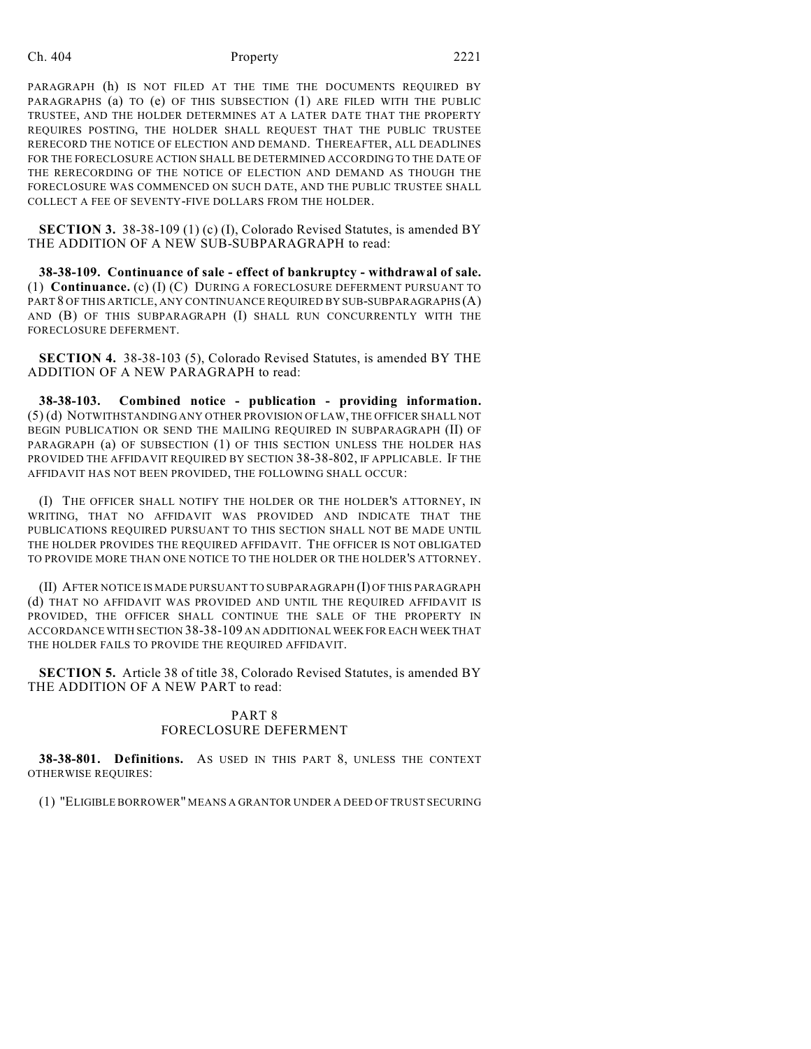PARAGRAPH (h) IS NOT FILED AT THE TIME THE DOCUMENTS REQUIRED BY PARAGRAPHS (a) TO (e) OF THIS SUBSECTION (1) ARE FILED WITH THE PUBLIC TRUSTEE, AND THE HOLDER DETERMINES AT A LATER DATE THAT THE PROPERTY REQUIRES POSTING, THE HOLDER SHALL REQUEST THAT THE PUBLIC TRUSTEE RERECORD THE NOTICE OF ELECTION AND DEMAND. THEREAFTER, ALL DEADLINES FOR THE FORECLOSURE ACTION SHALL BE DETERMINED ACCORDING TO THE DATE OF THE RERECORDING OF THE NOTICE OF ELECTION AND DEMAND AS THOUGH THE FORECLOSURE WAS COMMENCED ON SUCH DATE, AND THE PUBLIC TRUSTEE SHALL COLLECT A FEE OF SEVENTY-FIVE DOLLARS FROM THE HOLDER.

**SECTION 3.** 38-38-109 (1) (c) (I), Colorado Revised Statutes, is amended BY THE ADDITION OF A NEW SUB-SUBPARAGRAPH to read:

**38-38-109. Continuance of sale - effect of bankruptcy - withdrawal of sale.** (1) **Continuance.** (c) (I) (C) DURING A FORECLOSURE DEFERMENT PURSUANT TO PART 8 OF THIS ARTICLE, ANY CONTINUANCE REQUIRED BY SUB-SUBPARAGRAPHS (A) AND (B) OF THIS SUBPARAGRAPH (I) SHALL RUN CONCURRENTLY WITH THE FORECLOSURE DEFERMENT.

**SECTION 4.** 38-38-103 (5), Colorado Revised Statutes, is amended BY THE ADDITION OF A NEW PARAGRAPH to read:

**38-38-103. Combined notice - publication - providing information.** (5) (d) NOTWITHSTANDING ANY OTHER PROVISION OF LAW, THE OFFICER SHALL NOT BEGIN PUBLICATION OR SEND THE MAILING REQUIRED IN SUBPARAGRAPH (II) OF PARAGRAPH (a) OF SUBSECTION (1) OF THIS SECTION UNLESS THE HOLDER HAS PROVIDED THE AFFIDAVIT REQUIRED BY SECTION 38-38-802, IF APPLICABLE. IF THE AFFIDAVIT HAS NOT BEEN PROVIDED, THE FOLLOWING SHALL OCCUR:

(I) THE OFFICER SHALL NOTIFY THE HOLDER OR THE HOLDER'S ATTORNEY, IN WRITING, THAT NO AFFIDAVIT WAS PROVIDED AND INDICATE THAT THE PUBLICATIONS REQUIRED PURSUANT TO THIS SECTION SHALL NOT BE MADE UNTIL THE HOLDER PROVIDES THE REQUIRED AFFIDAVIT. THE OFFICER IS NOT OBLIGATED TO PROVIDE MORE THAN ONE NOTICE TO THE HOLDER OR THE HOLDER'S ATTORNEY.

(II) AFTER NOTICE IS MADE PURSUANT TO SUBPARAGRAPH (I) OF THIS PARAGRAPH (d) THAT NO AFFIDAVIT WAS PROVIDED AND UNTIL THE REQUIRED AFFIDAVIT IS PROVIDED, THE OFFICER SHALL CONTINUE THE SALE OF THE PROPERTY IN ACCORDANCE WITH SECTION 38-38-109 AN ADDITIONAL WEEK FOR EACH WEEK THAT THE HOLDER FAILS TO PROVIDE THE REQUIRED AFFIDAVIT.

**SECTION 5.** Article 38 of title 38, Colorado Revised Statutes, is amended BY THE ADDITION OF A NEW PART to read:

PART 8
FORECLOSURE DEFERMENT

**38-38-801. Definitions.** AS USED IN THIS PART 8, UNLESS THE CONTEXT OTHERWISE REQUIRES:

(1) "ELIGIBLE BORROWER" MEANS A GRANTOR UNDER A DEED OF TRUST SECURING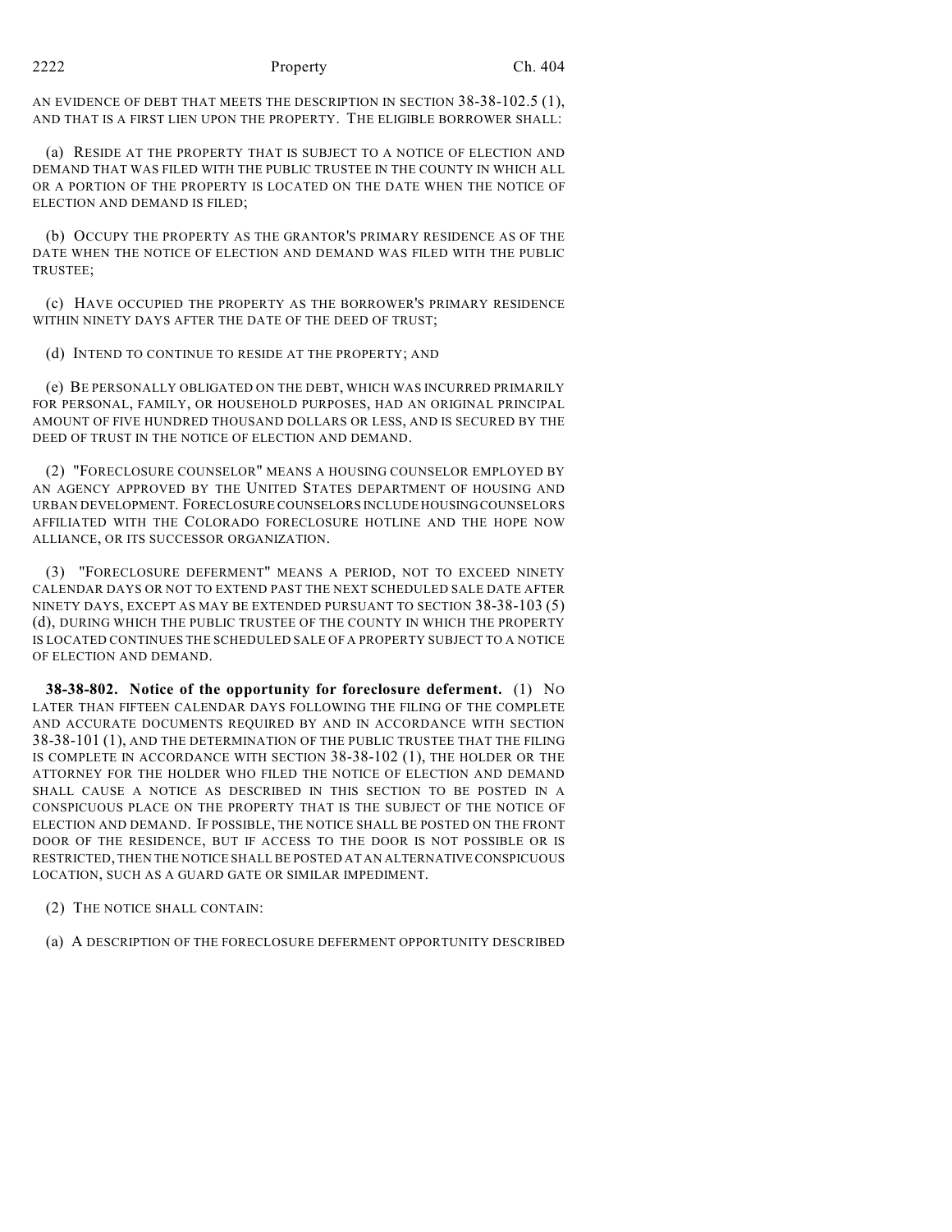AN EVIDENCE OF DEBT THAT MEETS THE DESCRIPTION IN SECTION 38-38-102.5 (1), AND THAT IS A FIRST LIEN UPON THE PROPERTY. THE ELIGIBLE BORROWER SHALL:

(a) RESIDE AT THE PROPERTY THAT IS SUBJECT TO A NOTICE OF ELECTION AND DEMAND THAT WAS FILED WITH THE PUBLIC TRUSTEE IN THE COUNTY IN WHICH ALL OR A PORTION OF THE PROPERTY IS LOCATED ON THE DATE WHEN THE NOTICE OF ELECTION AND DEMAND IS FILED;

(b) OCCUPY THE PROPERTY AS THE GRANTOR'S PRIMARY RESIDENCE AS OF THE DATE WHEN THE NOTICE OF ELECTION AND DEMAND WAS FILED WITH THE PUBLIC TRUSTEE;

(c) HAVE OCCUPIED THE PROPERTY AS THE BORROWER'S PRIMARY RESIDENCE WITHIN NINETY DAYS AFTER THE DATE OF THE DEED OF TRUST;

(d) INTEND TO CONTINUE TO RESIDE AT THE PROPERTY; AND

(e) BE PERSONALLY OBLIGATED ON THE DEBT, WHICH WAS INCURRED PRIMARILY FOR PERSONAL, FAMILY, OR HOUSEHOLD PURPOSES, HAD AN ORIGINAL PRINCIPAL AMOUNT OF FIVE HUNDRED THOUSAND DOLLARS OR LESS, AND IS SECURED BY THE DEED OF TRUST IN THE NOTICE OF ELECTION AND DEMAND.

(2) "FORECLOSURE COUNSELOR" MEANS A HOUSING COUNSELOR EMPLOYED BY AN AGENCY APPROVED BY THE UNITED STATES DEPARTMENT OF HOUSING AND URBAN DEVELOPMENT. FORECLOSURE COUNSELORS INCLUDE HOUSING COUNSELORS AFFILIATED WITH THE COLORADO FORECLOSURE HOTLINE AND THE HOPE NOW ALLIANCE, OR ITS SUCCESSOR ORGANIZATION.

(3) "FORECLOSURE DEFERMENT" MEANS A PERIOD, NOT TO EXCEED NINETY CALENDAR DAYS OR NOT TO EXTEND PAST THE NEXT SCHEDULED SALE DATE AFTER NINETY DAYS, EXCEPT AS MAY BE EXTENDED PURSUANT TO SECTION 38-38-103 (5) (d), DURING WHICH THE PUBLIC TRUSTEE OF THE COUNTY IN WHICH THE PROPERTY IS LOCATED CONTINUES THE SCHEDULED SALE OF A PROPERTY SUBJECT TO A NOTICE OF ELECTION AND DEMAND.

**38-38-802. Notice of the opportunity for foreclosure deferment.** (1) NO LATER THAN FIFTEEN CALENDAR DAYS FOLLOWING THE FILING OF THE COMPLETE AND ACCURATE DOCUMENTS REQUIRED BY AND IN ACCORDANCE WITH SECTION 38-38-101 (1), AND THE DETERMINATION OF THE PUBLIC TRUSTEE THAT THE FILING IS COMPLETE IN ACCORDANCE WITH SECTION 38-38-102 (1), THE HOLDER OR THE ATTORNEY FOR THE HOLDER WHO FILED THE NOTICE OF ELECTION AND DEMAND SHALL CAUSE A NOTICE AS DESCRIBED IN THIS SECTION TO BE POSTED IN A CONSPICUOUS PLACE ON THE PROPERTY THAT IS THE SUBJECT OF THE NOTICE OF ELECTION AND DEMAND. IF POSSIBLE, THE NOTICE SHALL BE POSTED ON THE FRONT DOOR OF THE RESIDENCE, BUT IF ACCESS TO THE DOOR IS NOT POSSIBLE OR IS RESTRICTED, THEN THE NOTICE SHALL BE POSTED AT AN ALTERNATIVE CONSPICUOUS LOCATION, SUCH AS A GUARD GATE OR SIMILAR IMPEDIMENT.

(2) THE NOTICE SHALL CONTAIN:

(a) A DESCRIPTION OF THE FORECLOSURE DEFERMENT OPPORTUNITY DESCRIBED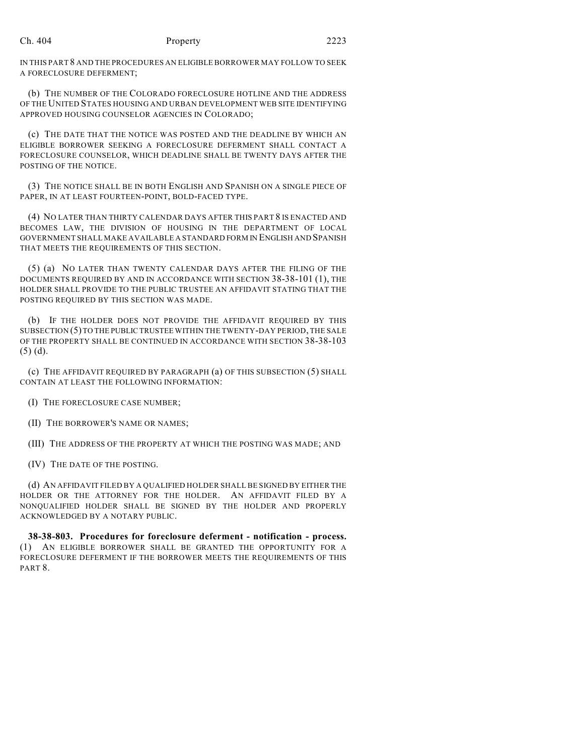IN THIS PART 8 AND THE PROCEDURES AN ELIGIBLE BORROWER MAY FOLLOW TO SEEK A FORECLOSURE DEFERMENT;

(b) THE NUMBER OF THE COLORADO FORECLOSURE HOTLINE AND THE ADDRESS OF THE UNITED STATES HOUSING AND URBAN DEVELOPMENT WEB SITE IDENTIFYING APPROVED HOUSING COUNSELOR AGENCIES IN COLORADO;

(c) THE DATE THAT THE NOTICE WAS POSTED AND THE DEADLINE BY WHICH AN ELIGIBLE BORROWER SEEKING A FORECLOSURE DEFERMENT SHALL CONTACT A FORECLOSURE COUNSELOR, WHICH DEADLINE SHALL BE TWENTY DAYS AFTER THE POSTING OF THE NOTICE.

(3) THE NOTICE SHALL BE IN BOTH ENGLISH AND SPANISH ON A SINGLE PIECE OF PAPER, IN AT LEAST FOURTEEN-POINT, BOLD-FACED TYPE.

(4) NO LATER THAN THIRTY CALENDAR DAYS AFTER THIS PART 8 IS ENACTED AND BECOMES LAW, THE DIVISION OF HOUSING IN THE DEPARTMENT OF LOCAL GOVERNMENT SHALL MAKE AVAILABLE A STANDARD FORM IN ENGLISH AND SPANISH THAT MEETS THE REQUIREMENTS OF THIS SECTION.

(5) (a) NO LATER THAN TWENTY CALENDAR DAYS AFTER THE FILING OF THE DOCUMENTS REQUIRED BY AND IN ACCORDANCE WITH SECTION 38-38-101 (1), THE HOLDER SHALL PROVIDE TO THE PUBLIC TRUSTEE AN AFFIDAVIT STATING THAT THE POSTING REQUIRED BY THIS SECTION WAS MADE.

(b) IF THE HOLDER DOES NOT PROVIDE THE AFFIDAVIT REQUIRED BY THIS SUBSECTION (5) TO THE PUBLIC TRUSTEE WITHIN THE TWENTY-DAY PERIOD, THE SALE OF THE PROPERTY SHALL BE CONTINUED IN ACCORDANCE WITH SECTION 38-38-103 (5) (d).

(c) THE AFFIDAVIT REQUIRED BY PARAGRAPH (a) OF THIS SUBSECTION (5) SHALL CONTAIN AT LEAST THE FOLLOWING INFORMATION:

(I) THE FORECLOSURE CASE NUMBER;

(II) THE BORROWER'S NAME OR NAMES;

(III) THE ADDRESS OF THE PROPERTY AT WHICH THE POSTING WAS MADE; AND

(IV) THE DATE OF THE POSTING.

(d) AN AFFIDAVIT FILED BY A QUALIFIED HOLDER SHALL BE SIGNED BY EITHER THE HOLDER OR THE ATTORNEY FOR THE HOLDER. AN AFFIDAVIT FILED BY A NONQUALIFIED HOLDER SHALL BE SIGNED BY THE HOLDER AND PROPERLY ACKNOWLEDGED BY A NOTARY PUBLIC.

**38-38-803. Procedures for foreclosure deferment - notification - process.** (1) AN ELIGIBLE BORROWER SHALL BE GRANTED THE OPPORTUNITY FOR A FORECLOSURE DEFERMENT IF THE BORROWER MEETS THE REQUIREMENTS OF THIS PART 8.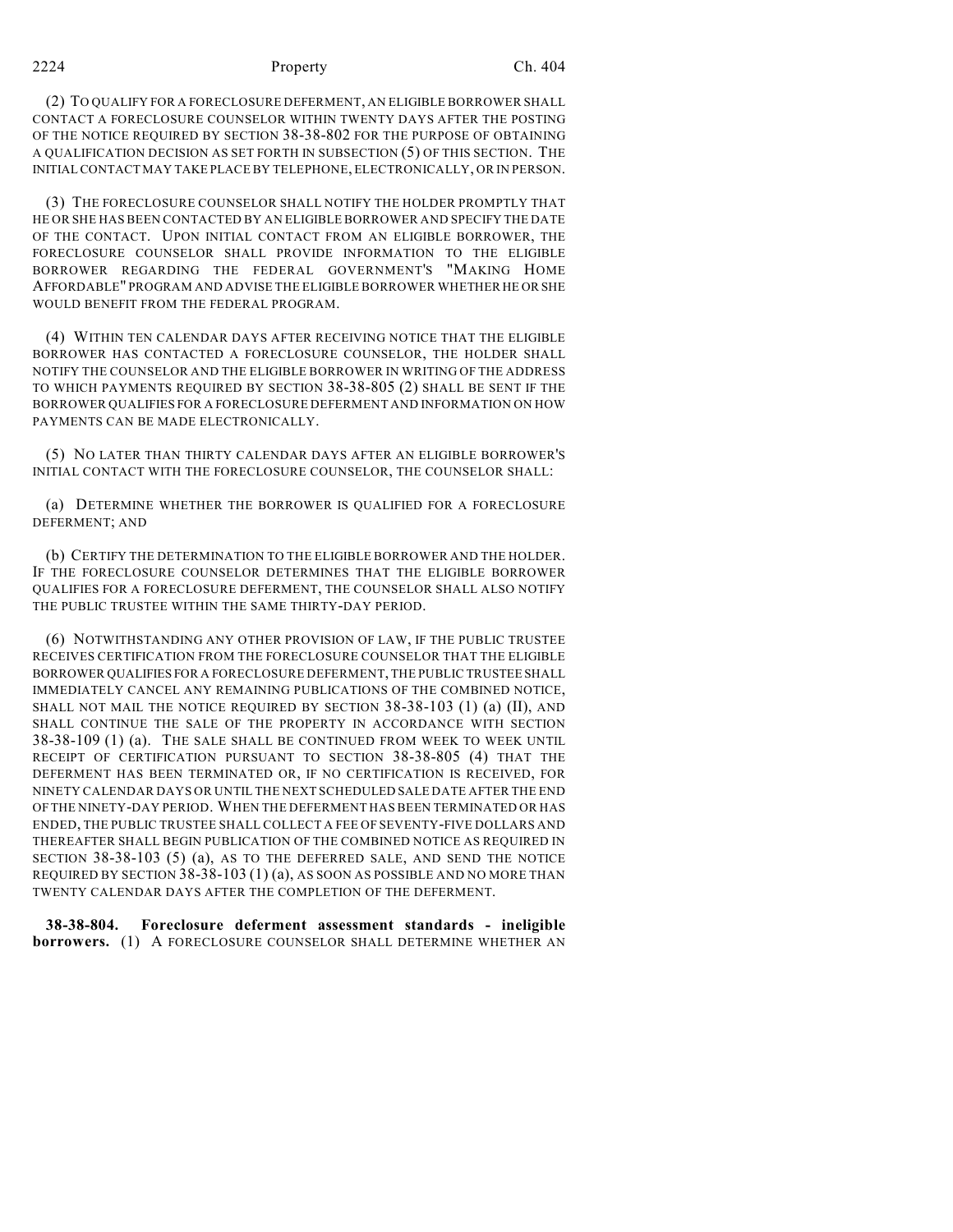(2) TO QUALIFY FOR A FORECLOSURE DEFERMENT, AN ELIGIBLE BORROWER SHALL CONTACT A FORECLOSURE COUNSELOR WITHIN TWENTY DAYS AFTER THE POSTING OF THE NOTICE REQUIRED BY SECTION 38-38-802 FOR THE PURPOSE OF OBTAINING A QUALIFICATION DECISION AS SET FORTH IN SUBSECTION (5) OF THIS SECTION. THE INITIAL CONTACT MAY TAKE PLACE BY TELEPHONE, ELECTRONICALLY, OR IN PERSON.

(3) THE FORECLOSURE COUNSELOR SHALL NOTIFY THE HOLDER PROMPTLY THAT HE OR SHE HAS BEEN CONTACTED BY AN ELIGIBLE BORROWER AND SPECIFY THE DATE OF THE CONTACT. UPON INITIAL CONTACT FROM AN ELIGIBLE BORROWER, THE FORECLOSURE COUNSELOR SHALL PROVIDE INFORMATION TO THE ELIGIBLE BORROWER REGARDING THE FEDERAL GOVERNMENT'S "MAKING HOME AFFORDABLE" PROGRAM AND ADVISE THE ELIGIBLE BORROWER WHETHER HE OR SHE WOULD BENEFIT FROM THE FEDERAL PROGRAM.

(4) WITHIN TEN CALENDAR DAYS AFTER RECEIVING NOTICE THAT THE ELIGIBLE BORROWER HAS CONTACTED A FORECLOSURE COUNSELOR, THE HOLDER SHALL NOTIFY THE COUNSELOR AND THE ELIGIBLE BORROWER IN WRITING OF THE ADDRESS TO WHICH PAYMENTS REQUIRED BY SECTION 38-38-805 (2) SHALL BE SENT IF THE BORROWER QUALIFIES FOR A FORECLOSURE DEFERMENT AND INFORMATION ON HOW PAYMENTS CAN BE MADE ELECTRONICALLY.

(5) NO LATER THAN THIRTY CALENDAR DAYS AFTER AN ELIGIBLE BORROWER'S INITIAL CONTACT WITH THE FORECLOSURE COUNSELOR, THE COUNSELOR SHALL:

(a) DETERMINE WHETHER THE BORROWER IS QUALIFIED FOR A FORECLOSURE DEFERMENT; AND

(b) CERTIFY THE DETERMINATION TO THE ELIGIBLE BORROWER AND THE HOLDER. IF THE FORECLOSURE COUNSELOR DETERMINES THAT THE ELIGIBLE BORROWER QUALIFIES FOR A FORECLOSURE DEFERMENT, THE COUNSELOR SHALL ALSO NOTIFY THE PUBLIC TRUSTEE WITHIN THE SAME THIRTY-DAY PERIOD.

(6) NOTWITHSTANDING ANY OTHER PROVISION OF LAW, IF THE PUBLIC TRUSTEE RECEIVES CERTIFICATION FROM THE FORECLOSURE COUNSELOR THAT THE ELIGIBLE BORROWER QUALIFIES FOR A FORECLOSURE DEFERMENT, THE PUBLIC TRUSTEE SHALL IMMEDIATELY CANCEL ANY REMAINING PUBLICATIONS OF THE COMBINED NOTICE, SHALL NOT MAIL THE NOTICE REQUIRED BY SECTION 38-38-103 (1) (a) (II), AND SHALL CONTINUE THE SALE OF THE PROPERTY IN ACCORDANCE WITH SECTION 38-38-109 (1) (a). THE SALE SHALL BE CONTINUED FROM WEEK TO WEEK UNTIL RECEIPT OF CERTIFICATION PURSUANT TO SECTION 38-38-805 (4) THAT THE DEFERMENT HAS BEEN TERMINATED OR, IF NO CERTIFICATION IS RECEIVED, FOR NINETY CALENDAR DAYS OR UNTIL THE NEXT SCHEDULED SALE DATE AFTER THE END OF THE NINETY-DAY PERIOD. WHEN THE DEFERMENT HAS BEEN TERMINATED OR HAS ENDED, THE PUBLIC TRUSTEE SHALL COLLECT A FEE OF SEVENTY-FIVE DOLLARS AND THEREAFTER SHALL BEGIN PUBLICATION OF THE COMBINED NOTICE AS REQUIRED IN SECTION 38-38-103 (5) (a), AS TO THE DEFERRED SALE, AND SEND THE NOTICE REQUIRED BY SECTION 38-38-103 (1) (a), AS SOON AS POSSIBLE AND NO MORE THAN TWENTY CALENDAR DAYS AFTER THE COMPLETION OF THE DEFERMENT.

**38-38-804. Foreclosure deferment assessment standards - ineligible borrowers.** (1) A FORECLOSURE COUNSELOR SHALL DETERMINE WHETHER AN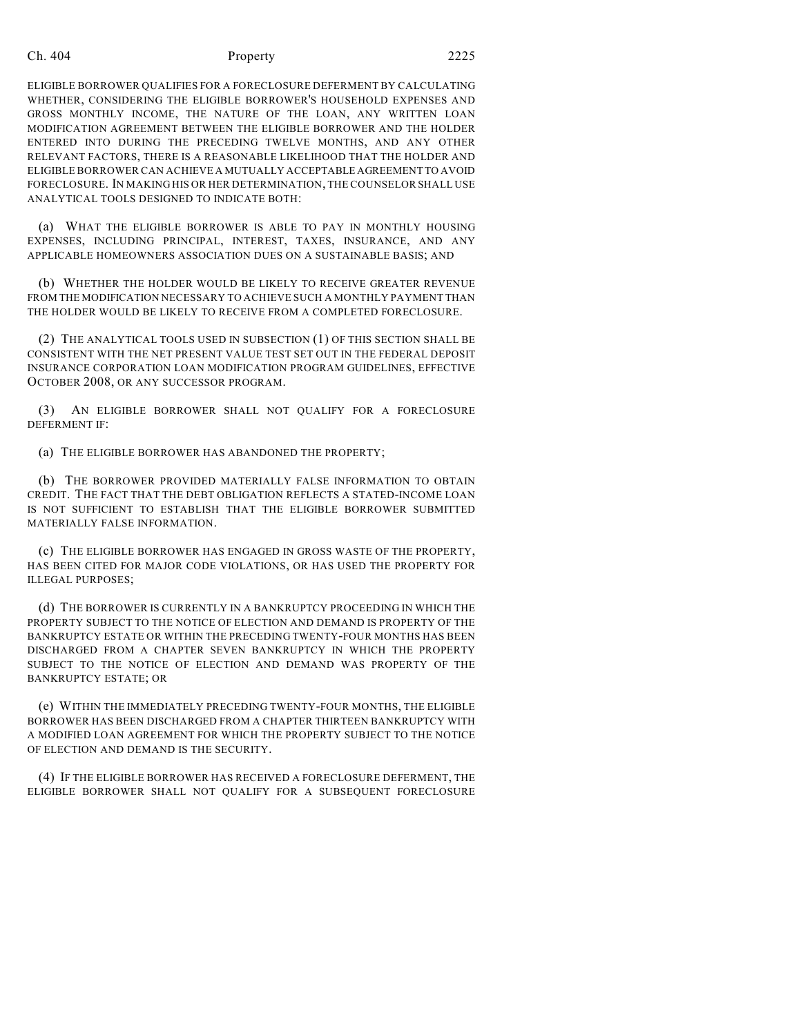ELIGIBLE BORROWER QUALIFIES FOR A FORECLOSURE DEFERMENT BY CALCULATING WHETHER, CONSIDERING THE ELIGIBLE BORROWER'S HOUSEHOLD EXPENSES AND GROSS MONTHLY INCOME, THE NATURE OF THE LOAN, ANY WRITTEN LOAN MODIFICATION AGREEMENT BETWEEN THE ELIGIBLE BORROWER AND THE HOLDER ENTERED INTO DURING THE PRECEDING TWELVE MONTHS, AND ANY OTHER RELEVANT FACTORS, THERE IS A REASONABLE LIKELIHOOD THAT THE HOLDER AND ELIGIBLE BORROWER CAN ACHIEVE A MUTUALLY ACCEPTABLE AGREEMENT TO AVOID FORECLOSURE. IN MAKING HIS OR HER DETERMINATION, THE COUNSELOR SHALL USE ANALYTICAL TOOLS DESIGNED TO INDICATE BOTH:

(a) WHAT THE ELIGIBLE BORROWER IS ABLE TO PAY IN MONTHLY HOUSING EXPENSES, INCLUDING PRINCIPAL, INTEREST, TAXES, INSURANCE, AND ANY APPLICABLE HOMEOWNERS ASSOCIATION DUES ON A SUSTAINABLE BASIS; AND

(b) WHETHER THE HOLDER WOULD BE LIKELY TO RECEIVE GREATER REVENUE FROM THE MODIFICATION NECESSARY TO ACHIEVE SUCH A MONTHLY PAYMENT THAN THE HOLDER WOULD BE LIKELY TO RECEIVE FROM A COMPLETED FORECLOSURE.

(2) THE ANALYTICAL TOOLS USED IN SUBSECTION (1) OF THIS SECTION SHALL BE CONSISTENT WITH THE NET PRESENT VALUE TEST SET OUT IN THE FEDERAL DEPOSIT INSURANCE CORPORATION LOAN MODIFICATION PROGRAM GUIDELINES, EFFECTIVE OCTOBER 2008, OR ANY SUCCESSOR PROGRAM.

(3) AN ELIGIBLE BORROWER SHALL NOT QUALIFY FOR A FORECLOSURE DEFERMENT IF:

(a) THE ELIGIBLE BORROWER HAS ABANDONED THE PROPERTY;

(b) THE BORROWER PROVIDED MATERIALLY FALSE INFORMATION TO OBTAIN CREDIT. THE FACT THAT THE DEBT OBLIGATION REFLECTS A STATED-INCOME LOAN IS NOT SUFFICIENT TO ESTABLISH THAT THE ELIGIBLE BORROWER SUBMITTED MATERIALLY FALSE INFORMATION.

(c) THE ELIGIBLE BORROWER HAS ENGAGED IN GROSS WASTE OF THE PROPERTY, HAS BEEN CITED FOR MAJOR CODE VIOLATIONS, OR HAS USED THE PROPERTY FOR ILLEGAL PURPOSES;

(d) THE BORROWER IS CURRENTLY IN A BANKRUPTCY PROCEEDING IN WHICH THE PROPERTY SUBJECT TO THE NOTICE OF ELECTION AND DEMAND IS PROPERTY OF THE BANKRUPTCY ESTATE OR WITHIN THE PRECEDING TWENTY-FOUR MONTHS HAS BEEN DISCHARGED FROM A CHAPTER SEVEN BANKRUPTCY IN WHICH THE PROPERTY SUBJECT TO THE NOTICE OF ELECTION AND DEMAND WAS PROPERTY OF THE BANKRUPTCY ESTATE; OR

(e) WITHIN THE IMMEDIATELY PRECEDING TWENTY-FOUR MONTHS, THE ELIGIBLE BORROWER HAS BEEN DISCHARGED FROM A CHAPTER THIRTEEN BANKRUPTCY WITH A MODIFIED LOAN AGREEMENT FOR WHICH THE PROPERTY SUBJECT TO THE NOTICE OF ELECTION AND DEMAND IS THE SECURITY.

(4) IF THE ELIGIBLE BORROWER HAS RECEIVED A FORECLOSURE DEFERMENT, THE ELIGIBLE BORROWER SHALL NOT QUALIFY FOR A SUBSEQUENT FORECLOSURE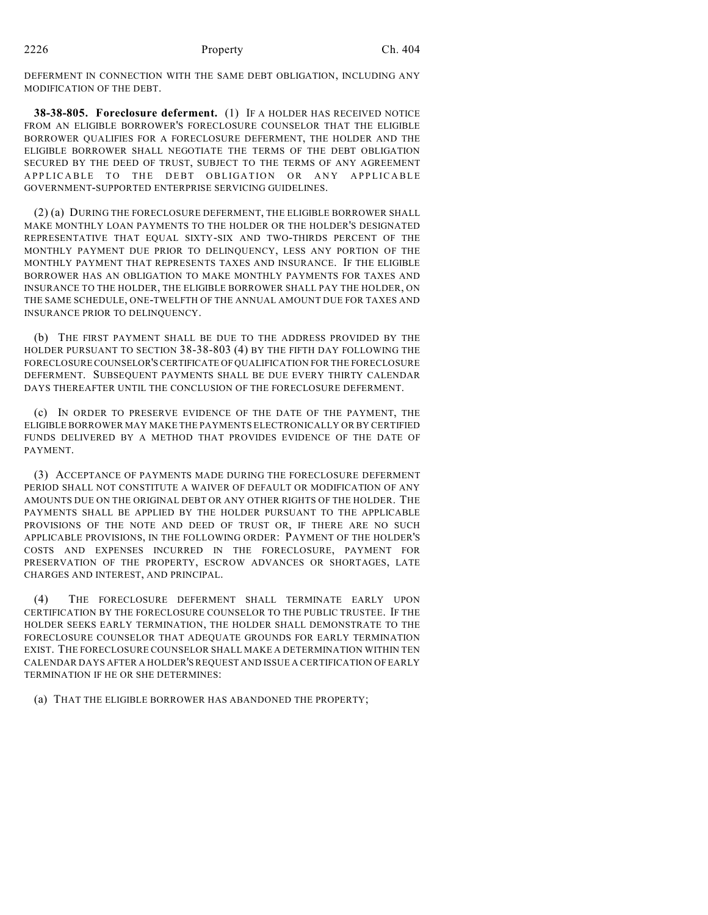DEFERMENT IN CONNECTION WITH THE SAME DEBT OBLIGATION, INCLUDING ANY MODIFICATION OF THE DEBT.

**38-38-805. Foreclosure deferment.** (1) IF A HOLDER HAS RECEIVED NOTICE FROM AN ELIGIBLE BORROWER'S FORECLOSURE COUNSELOR THAT THE ELIGIBLE BORROWER QUALIFIES FOR A FORECLOSURE DEFERMENT, THE HOLDER AND THE ELIGIBLE BORROWER SHALL NEGOTIATE THE TERMS OF THE DEBT OBLIGATION SECURED BY THE DEED OF TRUST, SUBJECT TO THE TERMS OF ANY AGREEMENT APPLICABLE TO THE DEBT OBLIGATION OR ANY APPLICABLE GOVERNMENT-SUPPORTED ENTERPRISE SERVICING GUIDELINES.

(2) (a) DURING THE FORECLOSURE DEFERMENT, THE ELIGIBLE BORROWER SHALL MAKE MONTHLY LOAN PAYMENTS TO THE HOLDER OR THE HOLDER'S DESIGNATED REPRESENTATIVE THAT EQUAL SIXTY-SIX AND TWO-THIRDS PERCENT OF THE MONTHLY PAYMENT DUE PRIOR TO DELINQUENCY, LESS ANY PORTION OF THE MONTHLY PAYMENT THAT REPRESENTS TAXES AND INSURANCE. IF THE ELIGIBLE BORROWER HAS AN OBLIGATION TO MAKE MONTHLY PAYMENTS FOR TAXES AND INSURANCE TO THE HOLDER, THE ELIGIBLE BORROWER SHALL PAY THE HOLDER, ON THE SAME SCHEDULE, ONE-TWELFTH OF THE ANNUAL AMOUNT DUE FOR TAXES AND INSURANCE PRIOR TO DELINQUENCY.

(b) THE FIRST PAYMENT SHALL BE DUE TO THE ADDRESS PROVIDED BY THE HOLDER PURSUANT TO SECTION 38-38-803 (4) BY THE FIFTH DAY FOLLOWING THE FORECLOSURE COUNSELOR'S CERTIFICATE OF QUALIFICATION FOR THE FORECLOSURE DEFERMENT. SUBSEQUENT PAYMENTS SHALL BE DUE EVERY THIRTY CALENDAR DAYS THEREAFTER UNTIL THE CONCLUSION OF THE FORECLOSURE DEFERMENT.

(c) IN ORDER TO PRESERVE EVIDENCE OF THE DATE OF THE PAYMENT, THE ELIGIBLE BORROWER MAY MAKE THE PAYMENTS ELECTRONICALLY OR BY CERTIFIED FUNDS DELIVERED BY A METHOD THAT PROVIDES EVIDENCE OF THE DATE OF PAYMENT.

(3) ACCEPTANCE OF PAYMENTS MADE DURING THE FORECLOSURE DEFERMENT PERIOD SHALL NOT CONSTITUTE A WAIVER OF DEFAULT OR MODIFICATION OF ANY AMOUNTS DUE ON THE ORIGINAL DEBT OR ANY OTHER RIGHTS OF THE HOLDER. THE PAYMENTS SHALL BE APPLIED BY THE HOLDER PURSUANT TO THE APPLICABLE PROVISIONS OF THE NOTE AND DEED OF TRUST OR, IF THERE ARE NO SUCH APPLICABLE PROVISIONS, IN THE FOLLOWING ORDER: PAYMENT OF THE HOLDER'S COSTS AND EXPENSES INCURRED IN THE FORECLOSURE, PAYMENT FOR PRESERVATION OF THE PROPERTY, ESCROW ADVANCES OR SHORTAGES, LATE CHARGES AND INTEREST, AND PRINCIPAL.

(4) THE FORECLOSURE DEFERMENT SHALL TERMINATE EARLY UPON CERTIFICATION BY THE FORECLOSURE COUNSELOR TO THE PUBLIC TRUSTEE. IF THE HOLDER SEEKS EARLY TERMINATION, THE HOLDER SHALL DEMONSTRATE TO THE FORECLOSURE COUNSELOR THAT ADEQUATE GROUNDS FOR EARLY TERMINATION EXIST. THE FORECLOSURE COUNSELOR SHALL MAKE A DETERMINATION WITHIN TEN CALENDAR DAYS AFTER A HOLDER'S REQUEST AND ISSUE A CERTIFICATION OF EARLY TERMINATION IF HE OR SHE DETERMINES:

(a) THAT THE ELIGIBLE BORROWER HAS ABANDONED THE PROPERTY;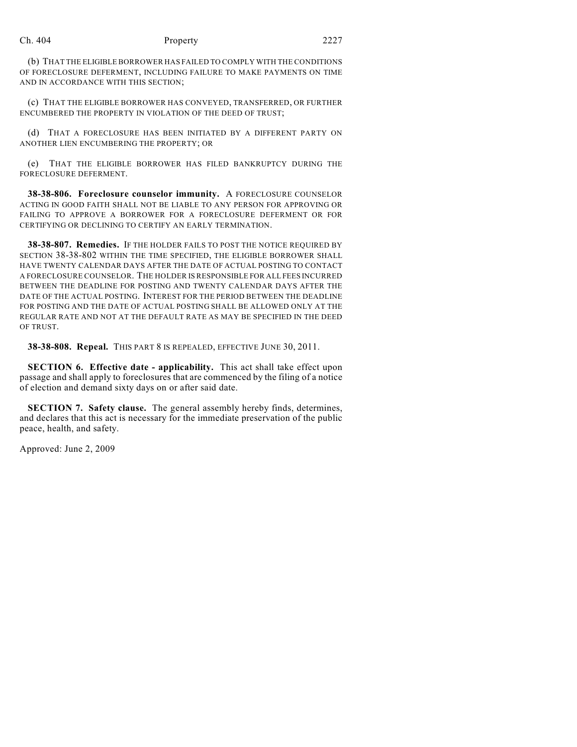(b) THAT THE ELIGIBLE BORROWER HAS FAILED TO COMPLY WITH THE CONDITIONS OF FORECLOSURE DEFERMENT, INCLUDING FAILURE TO MAKE PAYMENTS ON TIME AND IN ACCORDANCE WITH THIS SECTION;

(c) THAT THE ELIGIBLE BORROWER HAS CONVEYED, TRANSFERRED, OR FURTHER ENCUMBERED THE PROPERTY IN VIOLATION OF THE DEED OF TRUST;

(d) THAT A FORECLOSURE HAS BEEN INITIATED BY A DIFFERENT PARTY ON ANOTHER LIEN ENCUMBERING THE PROPERTY; OR

(e) THAT THE ELIGIBLE BORROWER HAS FILED BANKRUPTCY DURING THE FORECLOSURE DEFERMENT.

**38-38-806. Foreclosure counselor immunity.** A FORECLOSURE COUNSELOR ACTING IN GOOD FAITH SHALL NOT BE LIABLE TO ANY PERSON FOR APPROVING OR FAILING TO APPROVE A BORROWER FOR A FORECLOSURE DEFERMENT OR FOR CERTIFYING OR DECLINING TO CERTIFY AN EARLY TERMINATION.

**38-38-807. Remedies.** IF THE HOLDER FAILS TO POST THE NOTICE REQUIRED BY SECTION 38-38-802 WITHIN THE TIME SPECIFIED, THE ELIGIBLE BORROWER SHALL HAVE TWENTY CALENDAR DAYS AFTER THE DATE OF ACTUAL POSTING TO CONTACT A FORECLOSURE COUNSELOR. THE HOLDER IS RESPONSIBLE FOR ALL FEES INCURRED BETWEEN THE DEADLINE FOR POSTING AND TWENTY CALENDAR DAYS AFTER THE DATE OF THE ACTUAL POSTING. INTEREST FOR THE PERIOD BETWEEN THE DEADLINE FOR POSTING AND THE DATE OF ACTUAL POSTING SHALL BE ALLOWED ONLY AT THE REGULAR RATE AND NOT AT THE DEFAULT RATE AS MAY BE SPECIFIED IN THE DEED OF TRUST.

**38-38-808. Repeal.** THIS PART 8 IS REPEALED, EFFECTIVE JUNE 30, 2011.

**SECTION 6. Effective date - applicability.** This act shall take effect upon passage and shall apply to foreclosures that are commenced by the filing of a notice of election and demand sixty days on or after said date.

**SECTION 7. Safety clause.** The general assembly hereby finds, determines, and declares that this act is necessary for the immediate preservation of the public peace, health, and safety.

Approved: June 2, 2009